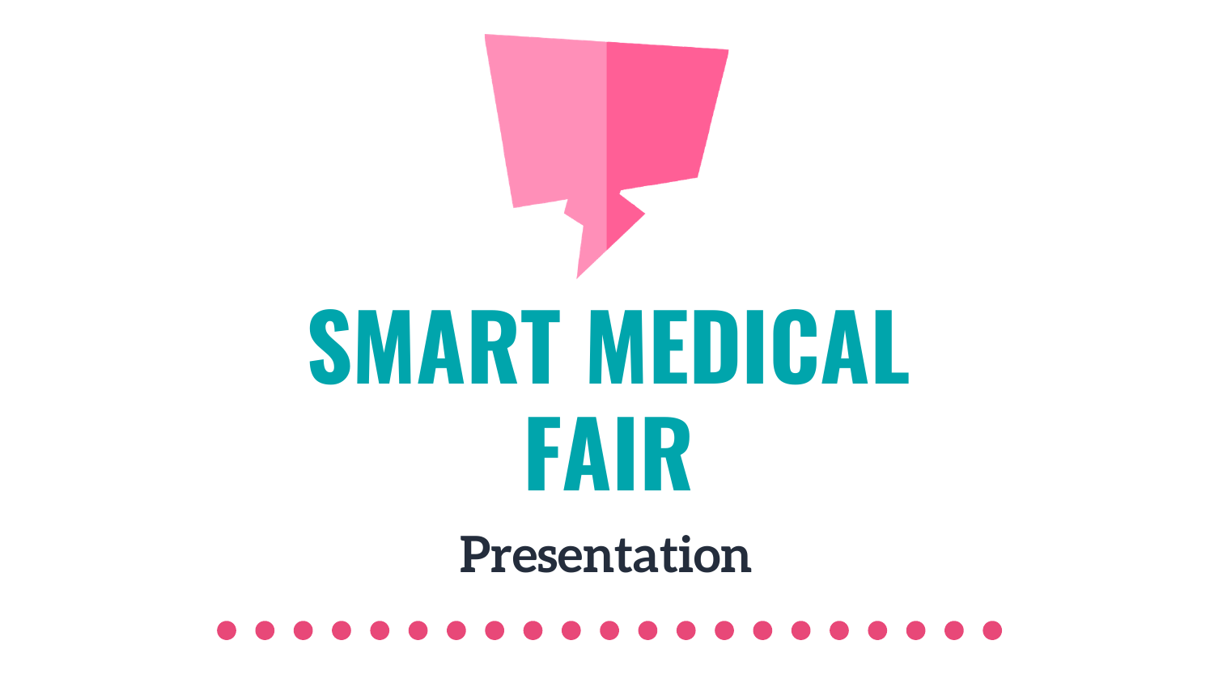# SMART MEDICAL FAIR

## Presentation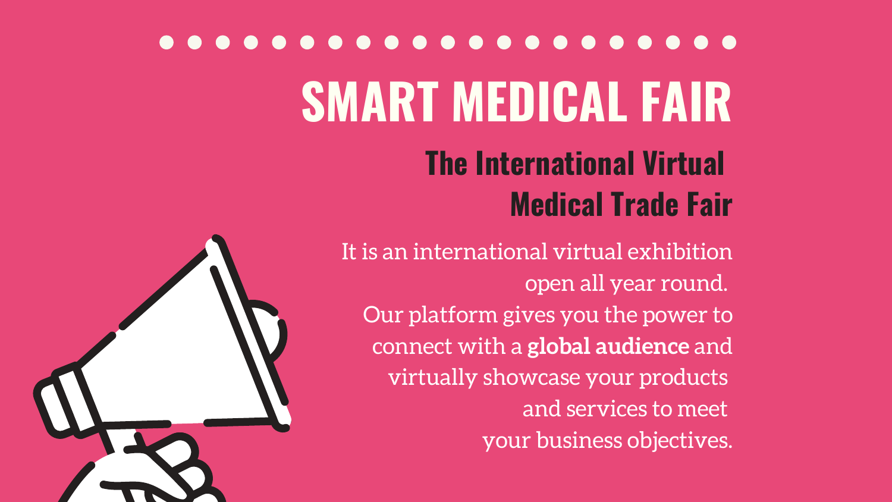# SMART MEDICAL FAIR

## The International Virtual Medical Trade Fair

It is an international virtual exhibition open all year round.
Our platform gives you the power to connect with a **global audience** and virtually showcase your products and services to meet your business objectives.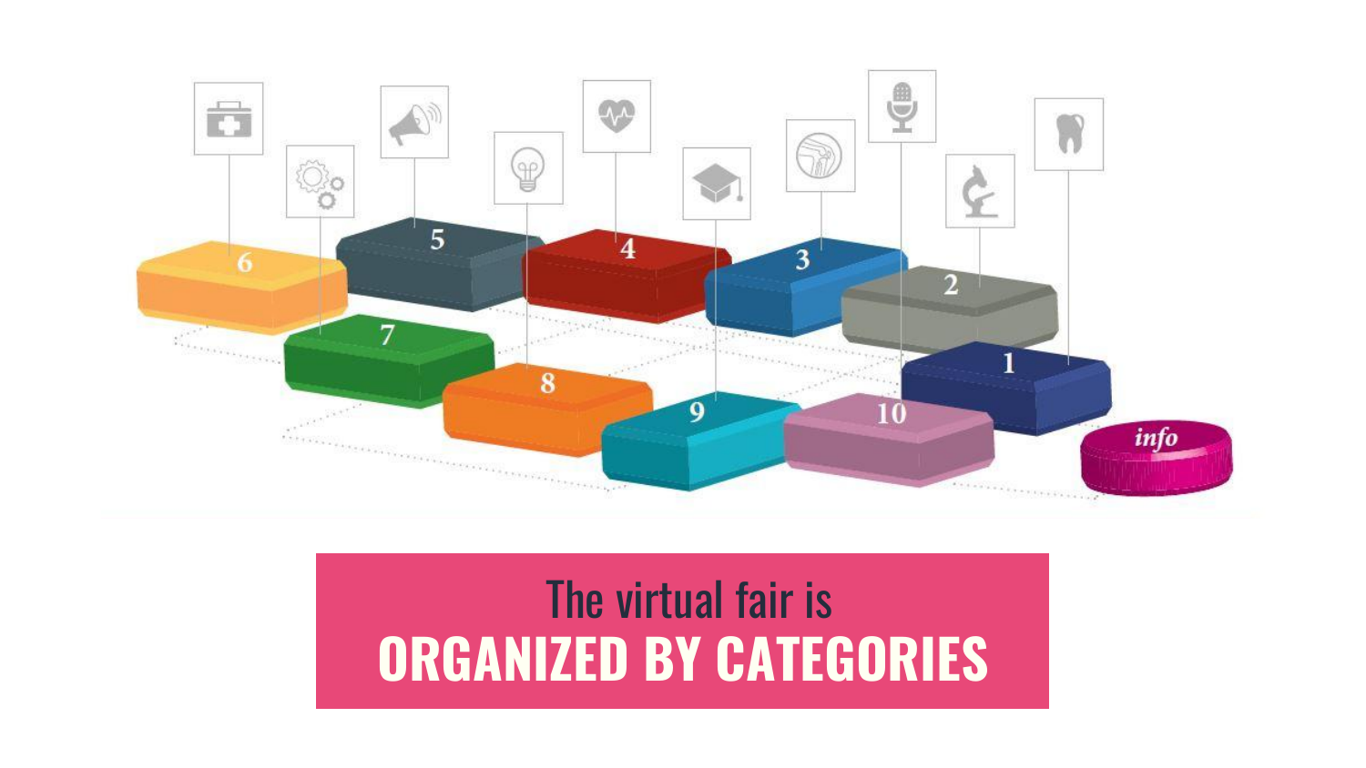6

5

4

3

2

7

8

9

10

1

info

The virtual fair is

**ORGANIZED BY CATEGORIES**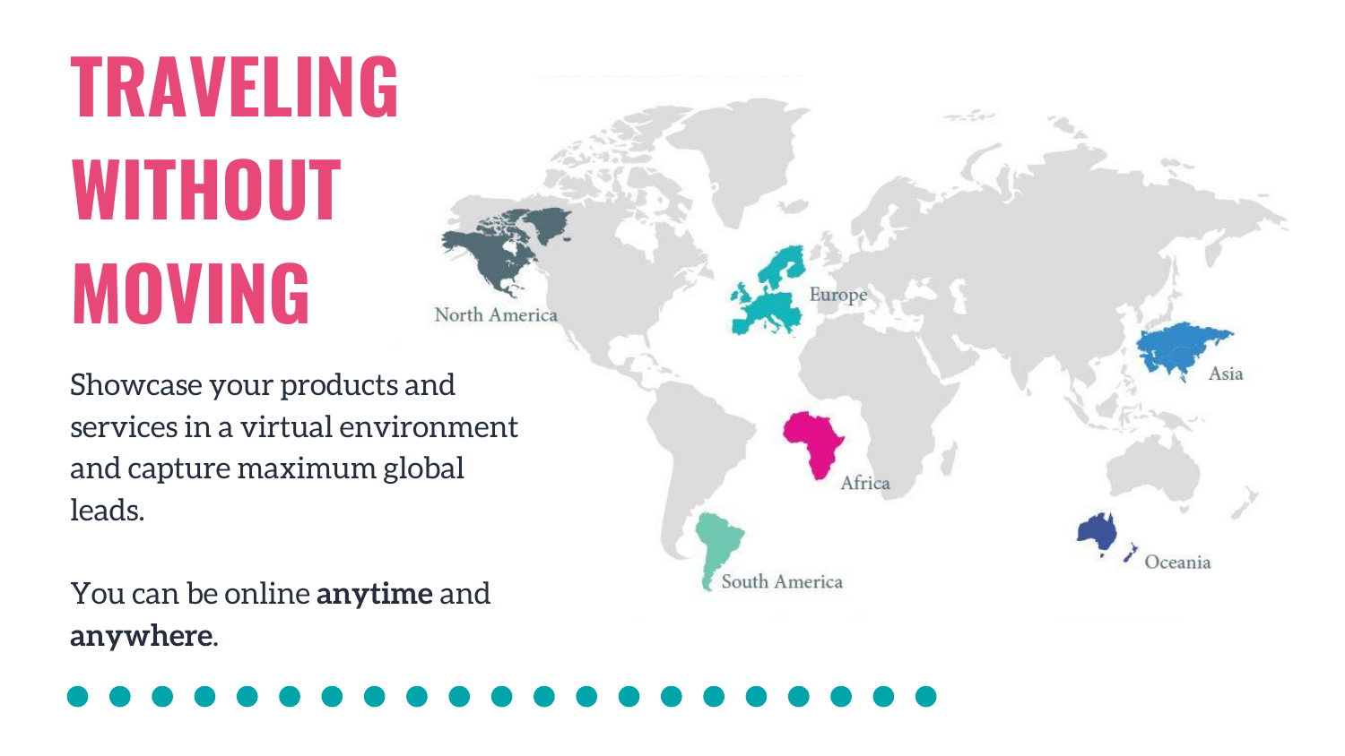# TRAVELING WITHOUT MOVING

Showcase your products and services in a virtual environment and capture maximum global leads.

You can be online **anytime** and **anywhere**.

North America

Europe

Asia

Africa

South America

Oceania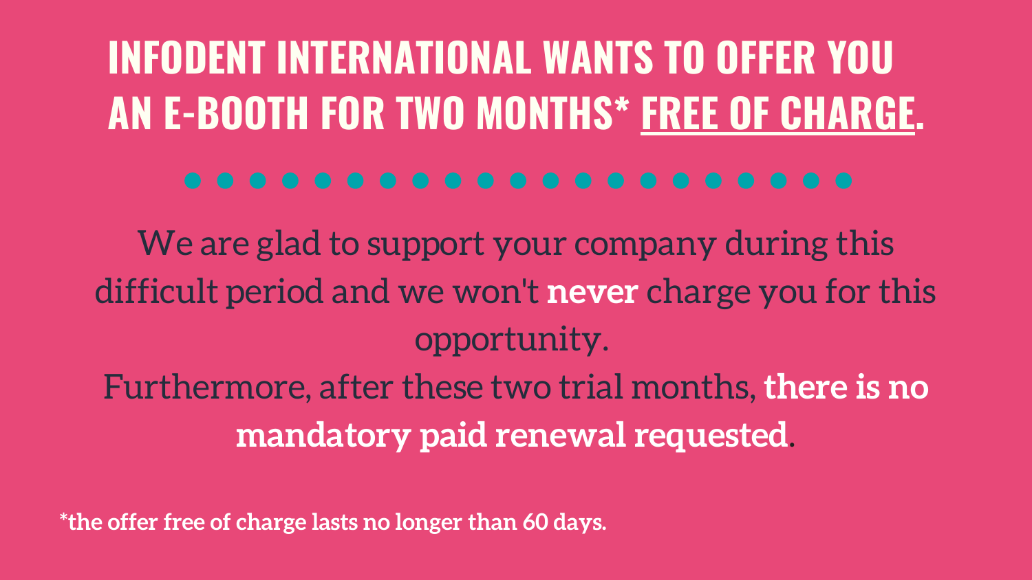# INFODENT INTERNATIONAL WANTS TO OFFER YOU AN E-BOOTH FOR TWO MONTHS* FREE OF CHARGE.

We are glad to support your company during this difficult period and we won't **never** charge you for this opportunity.

Furthermore, after these two trial months, **there is no mandatory paid renewal requested**.

***the offer free of charge lasts no longer than 60 days.**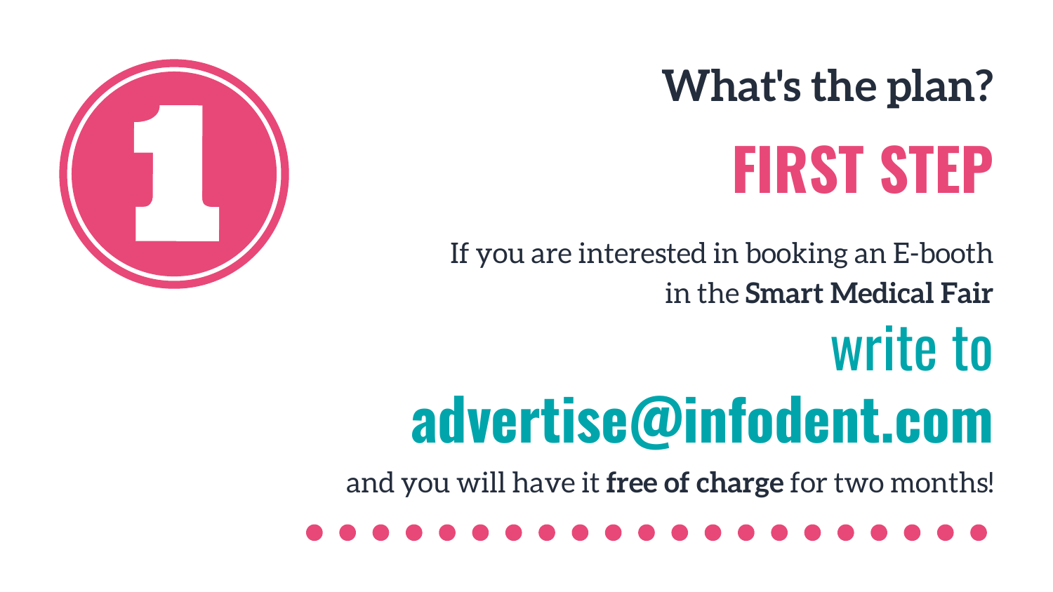1

## What's the plan?

# FIRST STEP

If you are interested in booking an E-booth in the **Smart Medical Fair**

write to

**advertise@infodent.com**

and you will have it **free of charge** for two months!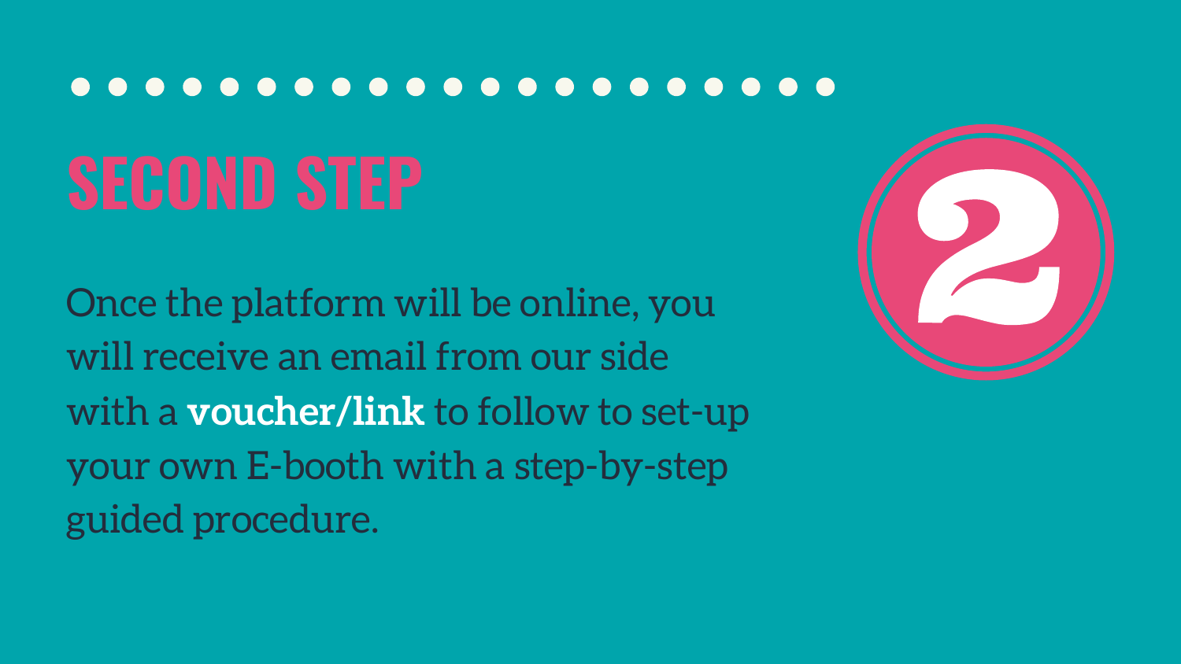# SECOND STEP

Once the platform will be online, you will receive an email from our side with a **voucher/link** to follow to set-up your own E-booth with a step-by-step guided procedure.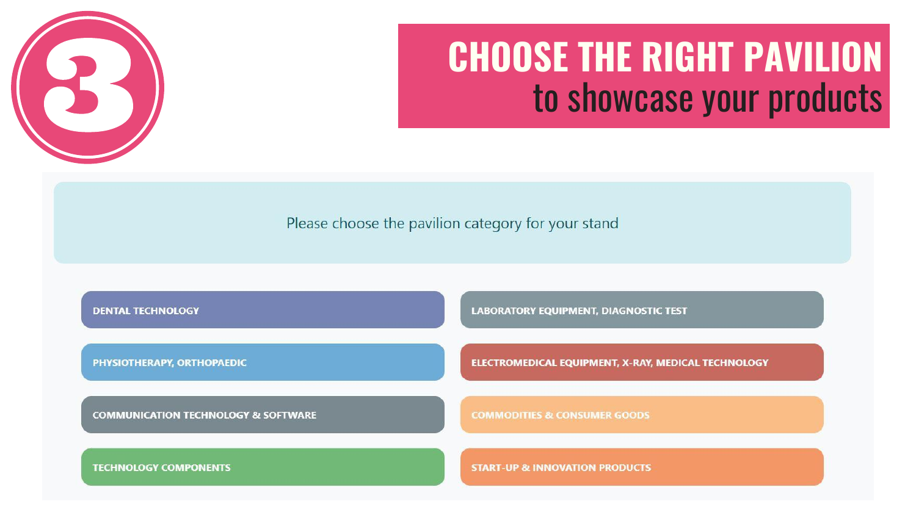# 3

# CHOOSE THE RIGHT PAVILION
## to showcase your products

Please choose the pavilion category for your stand

- DENTAL TECHNOLOGY
- LABORATORY EQUIPMENT, DIAGNOSTIC TEST
- PHYSIOTHERAPY, ORTHOPAEDIC
- ELECTROMEDICAL EQUIPMENT, X-RAY, MEDICAL TECHNOLOGY
- COMMUNICATION TECHNOLOGY & SOFTWARE
- COMMODITIES & CONSUMER GOODS
- TECHNOLOGY COMPONENTS
- START-UP & INNOVATION PRODUCTS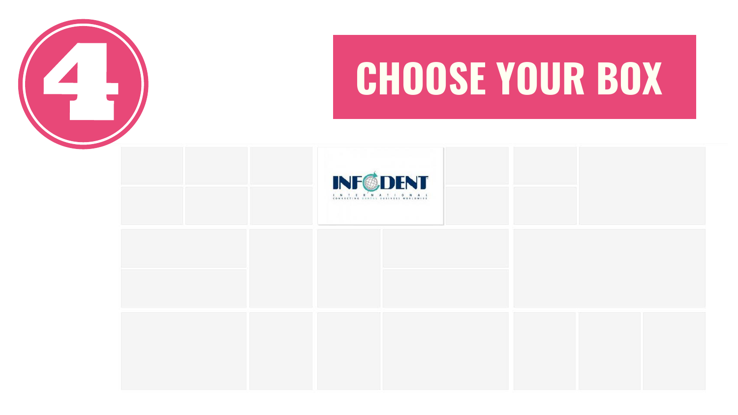4

# CHOOSE YOUR BOX

INFODENT

INTERNATIONAL

CONNECTING DENTAL BUSINESS WORLDWIDE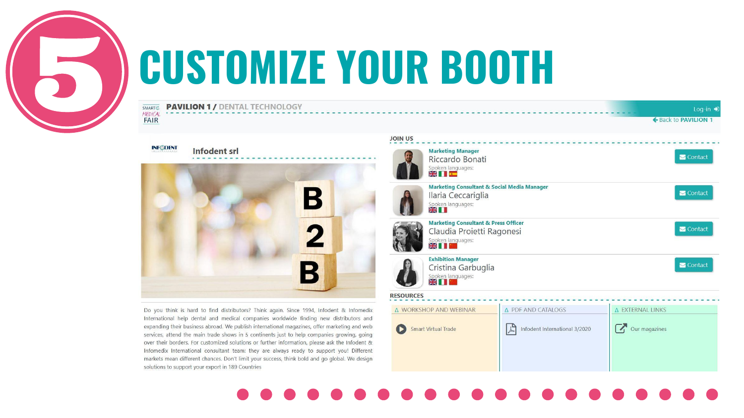# 5 CUSTOMIZE YOUR BOOTH

SMART MEDICAL FAIR

**PAVILION 1 /** DENTAL TECHNOLOGY

Log-in

Back to **PAVILION 1**

**Infodent srl**

Do you think is hard to find distributors? Think again. Since 1994, Infodent & Infomedix International help dental and medical companies worldwide finding new distributors and expanding their business abroad. We publish international magazines, offer marketing and web services, attend the main trade shows in 5 continents just to help companies growing, going over their borders. For customized solutions or further information, please ask the Infodent & Infomedix International consultant team: they are always ready to support you! Different markets mean different chances. Don't limit your success, think bold and go global. We design solutions to support your export in 189 Countries

**JOIN US**

**Marketing Manager**
Riccardo Bonati
Spoken languages:
Contact

**Marketing Consultant & Social Media Manager**
Ilaria Ceccariglia
Spoken languages:
Contact

**Marketing Consultant & Press Officer**
Claudia Proietti Ragonesi
Spoken languages:
Contact

**Exhibition Manager**
Cristina Garbuglia
Spoken languages:
Contact

**RESOURCES**

WORKSHOP AND WEBINAR
- Smart Virtual Trade

PDF AND CATALOGS
- Infodent International 3/2020

EXTERNAL LINKS
- Our magazines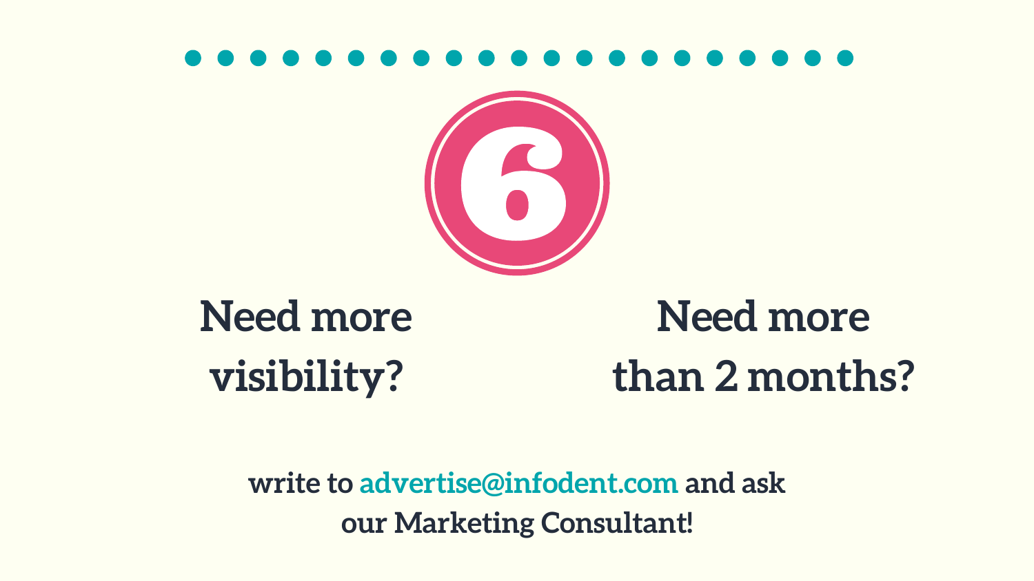# 6

**Need more visibility?**

**Need more than 2 months?**

**write to advertise@infodent.com and ask our Marketing Consultant!**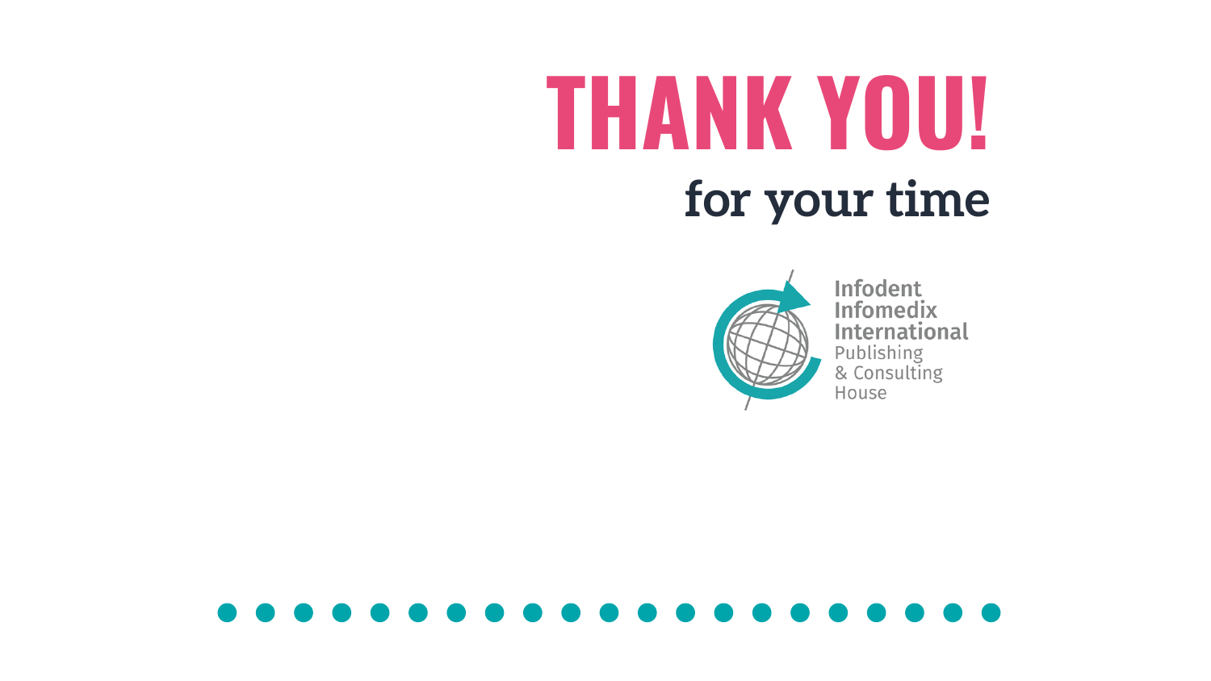# THANK YOU!

## for your time

Infodent
Infomedix
International
Publishing
& Consulting
House